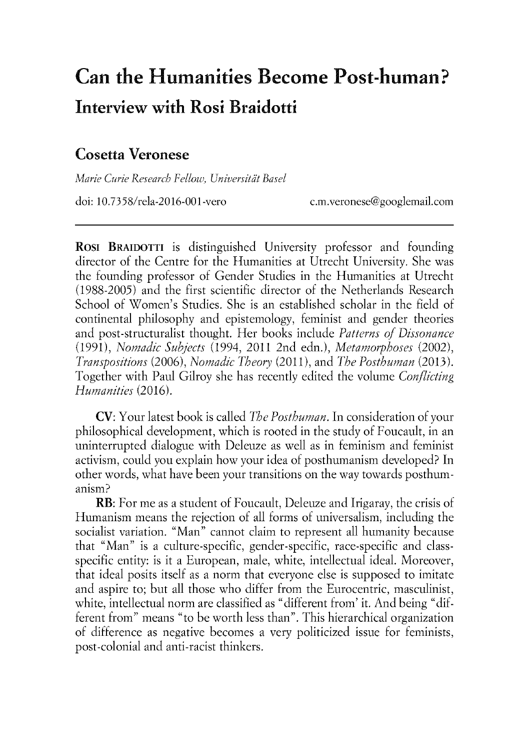# Can the Humanities Become Post-human?

## Interview with Rosi Braidotti

### Cosetta Veronese

*Marie Curie Research Fellow, Universität Basel*

doi: 10.7358/rela-2016-001-vero c.m.veronese@googlemail.com

---

**Rosi Braidotti** is distinguished University professor and founding director of the Centre for the Humanities at Utrecht University. She was the founding professor of Gender Studies in the Humanities at Utrecht (1988-2005) and the first scientific director of the Netherlands Research School of Women's Studies. She is an established scholar in the field of continental philosophy and epistemology, feminist and gender theories and post-structuralist thought. Her books include *Patterns of Dissonance* (1991), *Nomadic Subjects* (1994, 2011 2nd edn.), *Metamorphoses* (2002), *Transpositions* (2006), *Nomadic Theory* (2011), and *The Posthuman* (2013). Together with Paul Gilroy she has recently edited the volume *Conflicting Humanities* (2016).

**CV**: Your latest book is called *The Posthuman*. In consideration of your philosophical development, which is rooted in the study of Foucault, in an uninterrupted dialogue with Deleuze as well as in feminism and feminist activism, could you explain how your idea of posthumanism developed? In other words, what have been your transitions on the way towards posthumanism?

**RB**: For me as a student of Foucault, Deleuze and Irigaray, the crisis of Humanism means the rejection of all forms of universalism, including the socialist variation. "Man" cannot claim to represent all humanity because that "Man" is a culture-specific, gender-specific, race-specific and class-specific entity: is it a European, male, white, intellectual ideal. Moreover, that ideal posits itself as a norm that everyone else is supposed to imitate and aspire to; but all those who differ from the Eurocentric, masculinist, white, intellectual norm are classified as "different from' it. And being "different from" means "to be worth less than". This hierarchical organization of difference as negative becomes a very politicized issue for feminists, post-colonial and anti-racist thinkers.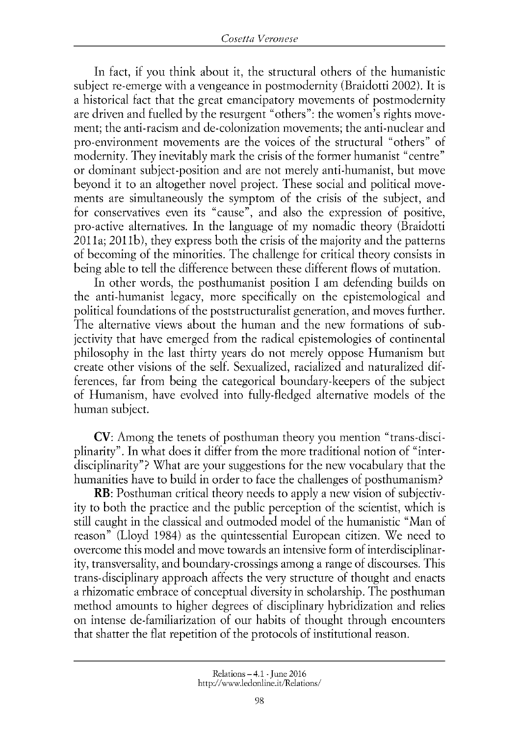In fact, if you think about it, the structural others of the humanistic subject re-emerge with a vengeance in postmodernity (Braidotti 2002). It is a historical fact that the great emancipatory movements of postmodernity are driven and fuelled by the resurgent "others": the women's rights movement; the anti-racism and de-colonization movements; the anti-nuclear and pro-environment movements are the voices of the structural "others" of modernity. They inevitably mark the crisis of the former humanist "centre" or dominant subject-position and are not merely anti-humanist, but move beyond it to an altogether novel project. These social and political movements are simultaneously the symptom of the crisis of the subject, and for conservatives even its "cause", and also the expression of positive, pro-active alternatives. In the language of my nomadic theory (Braidotti 2011a; 2011b), they express both the crisis of the majority and the patterns of becoming of the minorities. The challenge for critical theory consists in being able to tell the difference between these different flows of mutation.

In other words, the posthumanist position I am defending builds on the anti-humanist legacy, more specifically on the epistemological and political foundations of the poststructuralist generation, and moves further. The alternative views about the human and the new formations of subjectivity that have emerged from the radical epistemologies of continental philosophy in the last thirty years do not merely oppose Humanism but create other visions of the self. Sexualized, racialized and naturalized differences, far from being the categorical boundary-keepers of the subject of Humanism, have evolved into fully-fledged alternative models of the human subject.

**CV**: Among the tenets of posthuman theory you mention "trans-disciplinarity". In what does it differ from the more traditional notion of "interdisciplinarity"? What are your suggestions for the new vocabulary that the humanities have to build in order to face the challenges of posthumanism?

**RB**: Posthuman critical theory needs to apply a new vision of subjectivity to both the practice and the public perception of the scientist, which is still caught in the classical and outmoded model of the humanistic "Man of reason" (Lloyd 1984) as the quintessential European citizen. We need to overcome this model and move towards an intensive form of interdisciplinarity, transversality, and boundary-crossings among a range of discourses. This trans-disciplinary approach affects the very structure of thought and enacts a rhizomatic embrace of conceptual diversity in scholarship. The posthuman method amounts to higher degrees of disciplinary hybridization and relies on intense de-familiarization of our habits of thought through encounters that shatter the flat repetition of the protocols of institutional reason.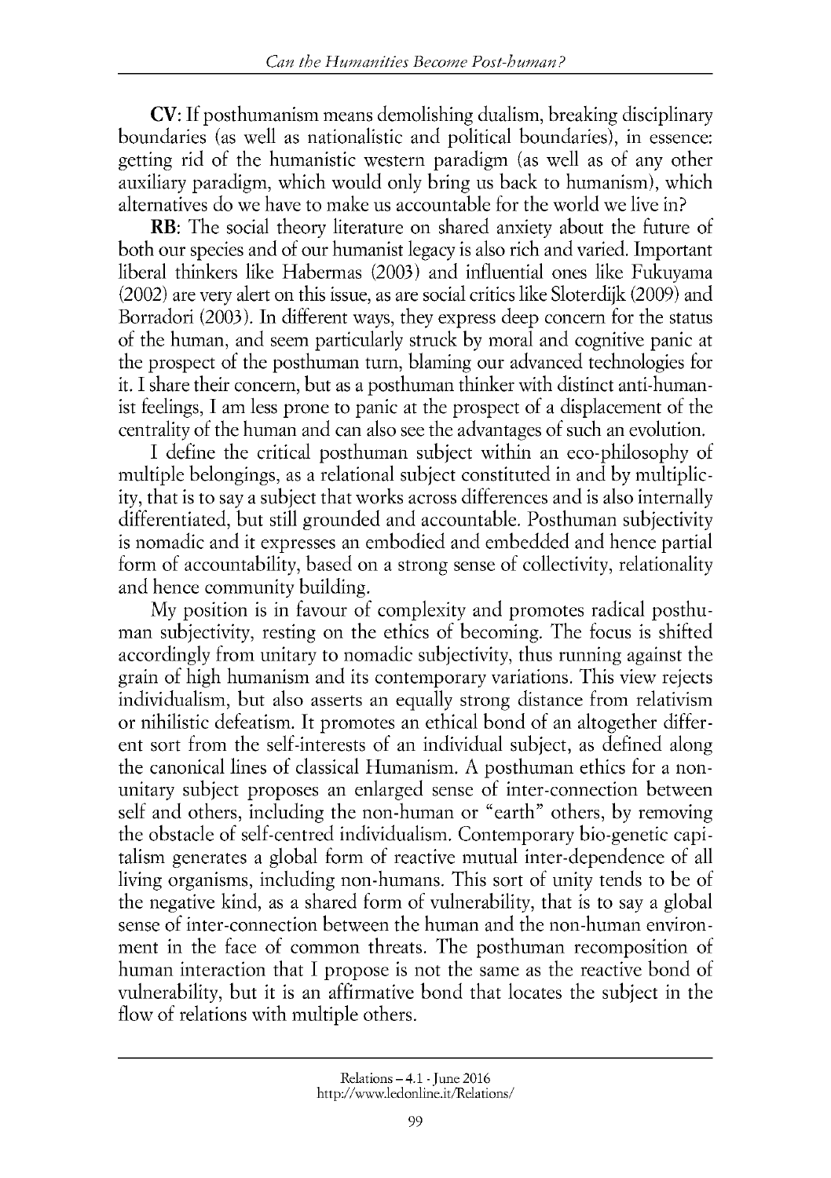**CV**: If posthumanism means demolishing dualism, breaking disciplinary boundaries (as well as nationalistic and political boundaries), in essence: getting rid of the humanistic western paradigm (as well as of any other auxiliary paradigm, which would only bring us back to humanism), which alternatives do we have to make us accountable for the world we live in?

**RB**: The social theory literature on shared anxiety about the future of both our species and of our humanist legacy is also rich and varied. Important liberal thinkers like Habermas (2003) and influential ones like Fukuyama (2002) are very alert on this issue, as are social critics like Sloterdijk (2009) and Borradori (2003). In different ways, they express deep concern for the status of the human, and seem particularly struck by moral and cognitive panic at the prospect of the posthuman turn, blaming our advanced technologies for it. I share their concern, but as a posthuman thinker with distinct anti-humanist feelings, I am less prone to panic at the prospect of a displacement of the centrality of the human and can also see the advantages of such an evolution.

I define the critical posthuman subject within an eco-philosophy of multiple belongings, as a relational subject constituted in and by multiplicity, that is to say a subject that works across differences and is also internally differentiated, but still grounded and accountable. Posthuman subjectivity is nomadic and it expresses an embodied and embedded and hence partial form of accountability, based on a strong sense of collectivity, relationality and hence community building.

My position is in favour of complexity and promotes radical posthuman subjectivity, resting on the ethics of becoming. The focus is shifted accordingly from unitary to nomadic subjectivity, thus running against the grain of high humanism and its contemporary variations. This view rejects individualism, but also asserts an equally strong distance from relativism or nihilistic defeatism. It promotes an ethical bond of an altogether different sort from the self-interests of an individual subject, as defined along the canonical lines of classical Humanism. A posthuman ethics for a non-unitary subject proposes an enlarged sense of inter-connection between self and others, including the non-human or "earth" others, by removing the obstacle of self-centred individualism. Contemporary bio-genetic capitalism generates a global form of reactive mutual inter-dependence of all living organisms, including non-humans. This sort of unity tends to be of the negative kind, as a shared form of vulnerability, that is to say a global sense of inter-connection between the human and the non-human environment in the face of common threats. The posthuman recomposition of human interaction that I propose is not the same as the reactive bond of vulnerability, but it is an affirmative bond that locates the subject in the flow of relations with multiple others.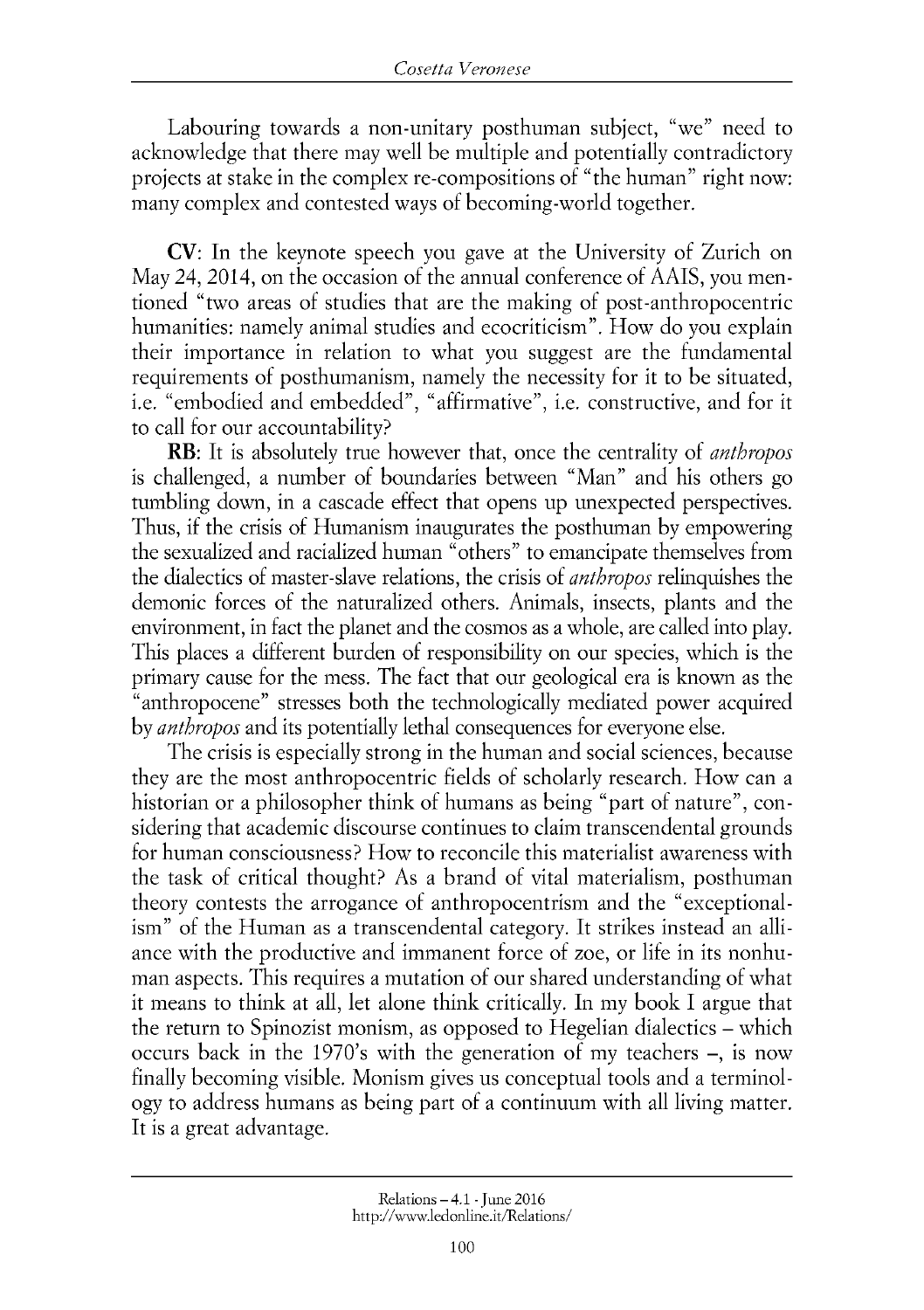Labouring towards a non-unitary posthuman subject, "we" need to acknowledge that there may well be multiple and potentially contradictory projects at stake in the complex re-compositions of "the human" right now: many complex and contested ways of becoming-world together.

**CV**: In the keynote speech you gave at the University of Zurich on May 24, 2014, on the occasion of the annual conference of AAIS, you mentioned "two areas of studies that are the making of post-anthropocentric humanities: namely animal studies and ecocriticism". How do you explain their importance in relation to what you suggest are the fundamental requirements of posthumanism, namely the necessity for it to be situated, i.e. "embodied and embedded", "affirmative", i.e. constructive, and for it to call for our accountability?

**RB**: It is absolutely true however that, once the centrality of *anthropos* is challenged, a number of boundaries between "Man" and his others go tumbling down, in a cascade effect that opens up unexpected perspectives. Thus, if the crisis of Humanism inaugurates the posthuman by empowering the sexualized and racialized human "others" to emancipate themselves from the dialectics of master-slave relations, the crisis of *anthropos* relinquishes the demonic forces of the naturalized others. Animals, insects, plants and the environment, in fact the planet and the cosmos as a whole, are called into play. This places a different burden of responsibility on our species, which is the primary cause for the mess. The fact that our geological era is known as the "anthropocene" stresses both the technologically mediated power acquired by *anthropos* and its potentially lethal consequences for everyone else.

The crisis is especially strong in the human and social sciences, because they are the most anthropocentric fields of scholarly research. How can a historian or a philosopher think of humans as being "part of nature", considering that academic discourse continues to claim transcendental grounds for human consciousness? How to reconcile this materialist awareness with the task of critical thought? As a brand of vital materialism, posthuman theory contests the arrogance of anthropocentrism and the "exceptionalism" of the Human as a transcendental category. It strikes instead an alliance with the productive and immanent force of zoe, or life in its nonhuman aspects. This requires a mutation of our shared understanding of what it means to think at all, let alone think critically. In my book I argue that the return to Spinozist monism, as opposed to Hegelian dialectics – which occurs back in the 1970's with the generation of my teachers –, is now finally becoming visible. Monism gives us conceptual tools and a terminology to address humans as being part of a continuum with all living matter. It is a great advantage.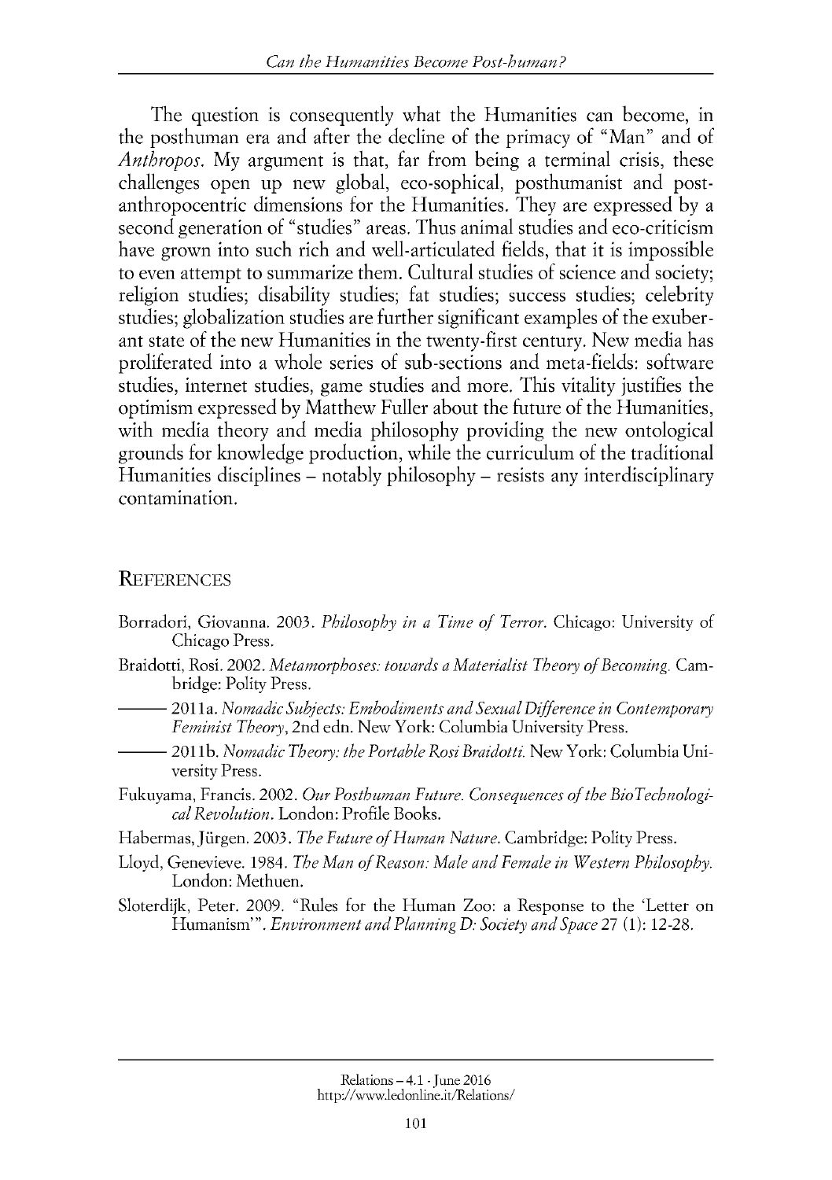The question is consequently what the Humanities can become, in the posthuman era and after the decline of the primacy of "Man" and of *Anthropos*. My argument is that, far from being a terminal crisis, these challenges open up new global, eco-sophical, posthumanist and post-anthropocentric dimensions for the Humanities. They are expressed by a second generation of "studies" areas. Thus animal studies and eco-criticism have grown into such rich and well-articulated fields, that it is impossible to even attempt to summarize them. Cultural studies of science and society; religion studies; disability studies; fat studies; success studies; celebrity studies; globalization studies are further significant examples of the exuberant state of the new Humanities in the twenty-first century. New media has proliferated into a whole series of sub-sections and meta-fields: software studies, internet studies, game studies and more. This vitality justifies the optimism expressed by Matthew Fuller about the future of the Humanities, with media theory and media philosophy providing the new ontological grounds for knowledge production, while the curriculum of the traditional Humanities disciplines – notably philosophy – resists any interdisciplinary contamination.

## References

Borradori, Giovanna. 2003. *Philosophy in a Time of Terror*. Chicago: University of Chicago Press.

Braidotti, Rosi. 2002. *Metamorphoses: towards a Materialist Theory of Becoming*. Cambridge: Polity Press.

——— 2011a. *Nomadic Subjects: Embodiments and Sexual Difference in Contemporary Feminist Theory*, 2nd edn. New York: Columbia University Press.

——— 2011b. *Nomadic Theory: the Portable Rosi Braidotti*. New York: Columbia University Press.

Fukuyama, Francis. 2002. *Our Posthuman Future. Consequences of the BioTechnological Revolution*. London: Profile Books.

Habermas, Jürgen. 2003. *The Future of Human Nature*. Cambridge: Polity Press.

Lloyd, Genevieve. 1984. *The Man of Reason: Male and Female in Western Philosophy*. London: Methuen.

Sloterdijk, Peter. 2009. "Rules for the Human Zoo: a Response to the 'Letter on Humanism'". *Environment and Planning D: Society and Space* 27 (1): 12-28.